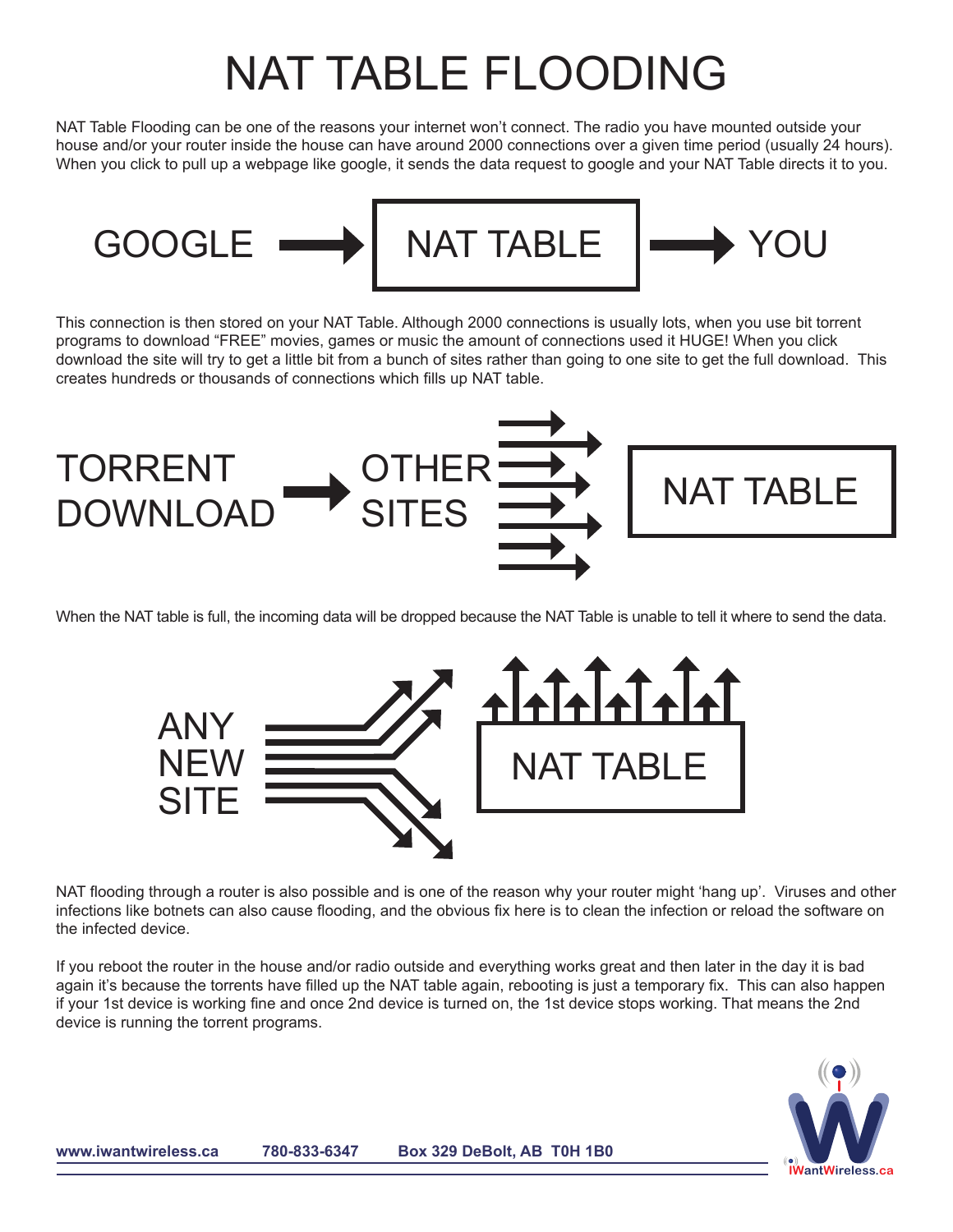# NAT TABLE FLOODING

NAT Table Flooding can be one of the reasons your internet won't connect. The radio you have mounted outside your house and/or your router inside the house can have around 2000 connections over a given time period (usually 24 hours). When you click to pull up a webpage like google, it sends the data request to google and your NAT Table directs it to you.

GOOGLE → NAT TABLE → YOU

This connection is then stored on your NAT Table. Although 2000 connections is usually lots, when you use bit torrent programs to download "FREE" movies, games or music the amount of connections used it HUGE! When you click download the site will try to get a little bit from a bunch of sites rather than going to one site to get the full download. This creates hundreds or thousands of connections which fills up NAT table.

TORRENT DOWNLOAD → OTHER SITES → NAT TABLE

When the NAT table is full, the incoming data will be dropped because the NAT Table is unable to tell it where to send the data.

ANY NEW SITE → NAT TABLE

NAT flooding through a router is also possible and is one of the reason why your router might 'hang up'. Viruses and other infections like botnets can also cause flooding, and the obvious fix here is to clean the infection or reload the software on the infected device.

If you reboot the router in the house and/or radio outside and everything works great and then later in the day it is bad again it's because the torrents have filled up the NAT table again, rebooting is just a temporary fix. This can also happen if your 1st device is working fine and once 2nd device is turned on, the 1st device stops working. That means the 2nd device is running the torrent programs.

**www.iwantwireless.ca** **780-833-6347** **Box 329 DeBolt, AB T0H 1B0**

IWantWireless.ca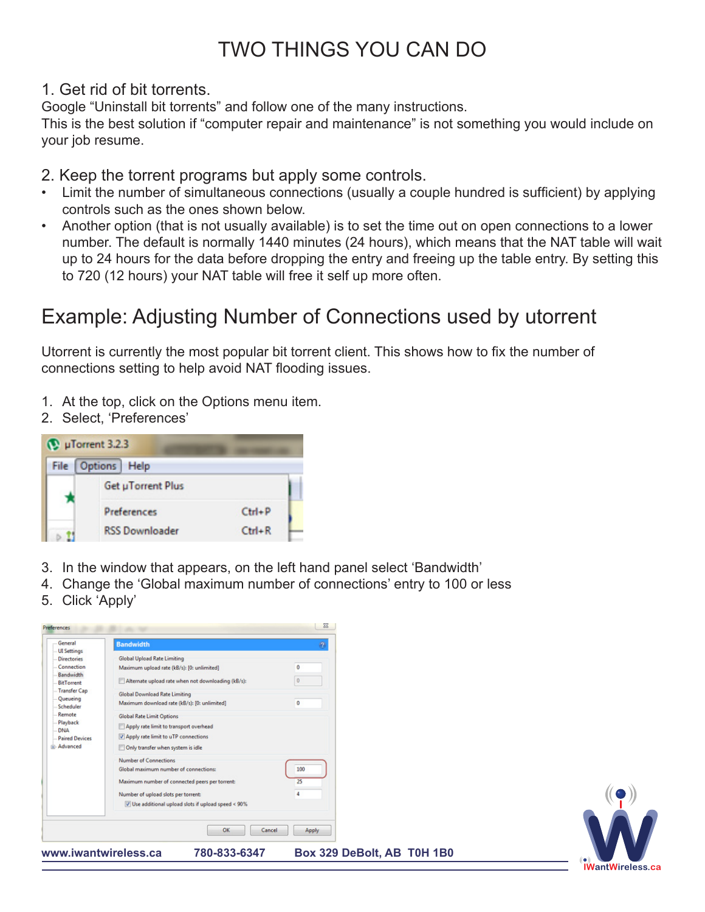# TWO THINGS YOU CAN DO

## 1. Get rid of bit torrents.

Google "Uninstall bit torrents" and follow one of the many instructions.
This is the best solution if "computer repair and maintenance" is not something you would include on your job resume.

## 2. Keep the torrent programs but apply some controls.

- Limit the number of simultaneous connections (usually a couple hundred is sufficient) by applying controls such as the ones shown below.
- Another option (that is not usually available) is to set the time out on open connections to a lower number. The default is normally 1440 minutes (24 hours), which means that the NAT table will wait up to 24 hours for the data before dropping the entry and freeing up the table entry. By setting this to 720 (12 hours) your NAT table will free it self up more often.

# Example: Adjusting Number of Connections used by utorrent

Utorrent is currently the most popular bit torrent client. This shows how to fix the number of connections setting to help avoid NAT flooding issues.

1. At the top, click on the Options menu item.
2. Select, 'Preferences'

3. In the window that appears, on the left hand panel select 'Bandwidth'
4. Change the 'Global maximum number of connections' entry to 100 or less
5. Click 'Apply'

www.iwantwireless.ca 780-833-6347 Box 329 DeBolt, AB T0H 1B0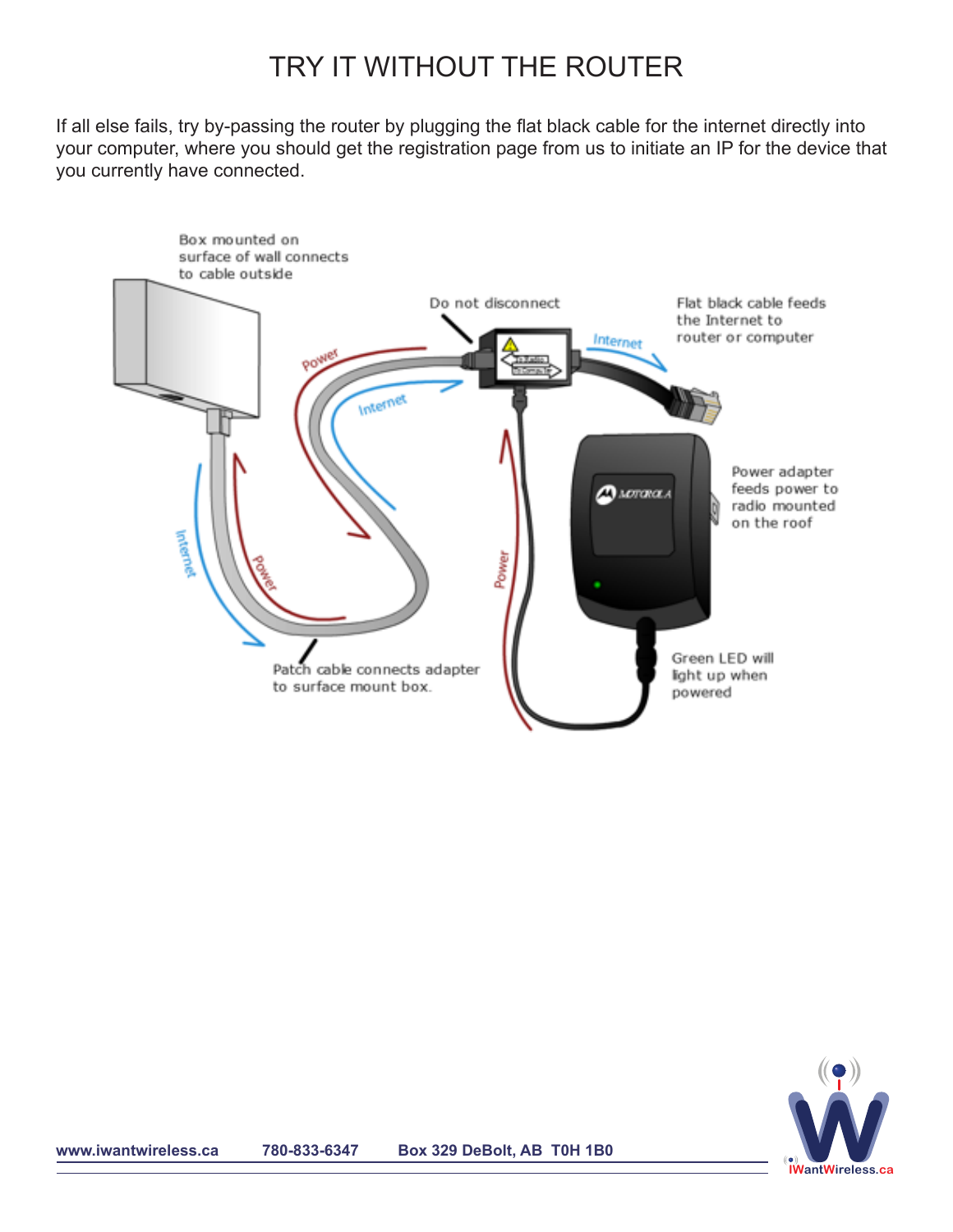# TRY IT WITHOUT THE ROUTER

If all else fails, try by-passing the router by plugging the flat black cable for the internet directly into your computer, where you should get the registration page from us to initiate an IP for the device that you currently have connected.

Box mounted on surface of wall connects to cable outside

Do not disconnect

Flat black cable feeds the Internet to router or computer

Power

Internet

Internet

Internet

Power

Power

Power adapter feeds power to radio mounted on the roof

Patch cable connects adapter to surface mount box.

Green LED will light up when powered